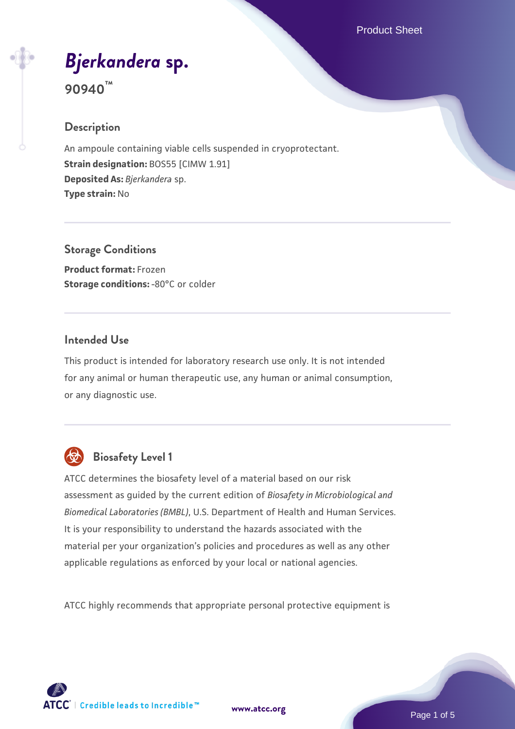# *Bjerkandera* sp.

**90940™**

## Description

An ampoule containing viable cells suspended in cryoprotectant.
**Strain designation:** BOS55 [CIMW 1.91]
**Deposited As:** *Bjerkandera* sp.
**Type strain:** No

## Storage Conditions

**Product format:** Frozen
**Storage conditions:** -80°C or colder

## Intended Use

This product is intended for laboratory research use only. It is not intended for any animal or human therapeutic use, any human or animal consumption, or any diagnostic use.

## Biosafety Level 1

ATCC determines the biosafety level of a material based on our risk assessment as guided by the current edition of *Biosafety in Microbiological and Biomedical Laboratories (BMBL)*, U.S. Department of Health and Human Services. It is your responsibility to understand the hazards associated with the material per your organization's policies and procedures as well as any other applicable regulations as enforced by your local or national agencies.

ATCC highly recommends that appropriate personal protective equipment is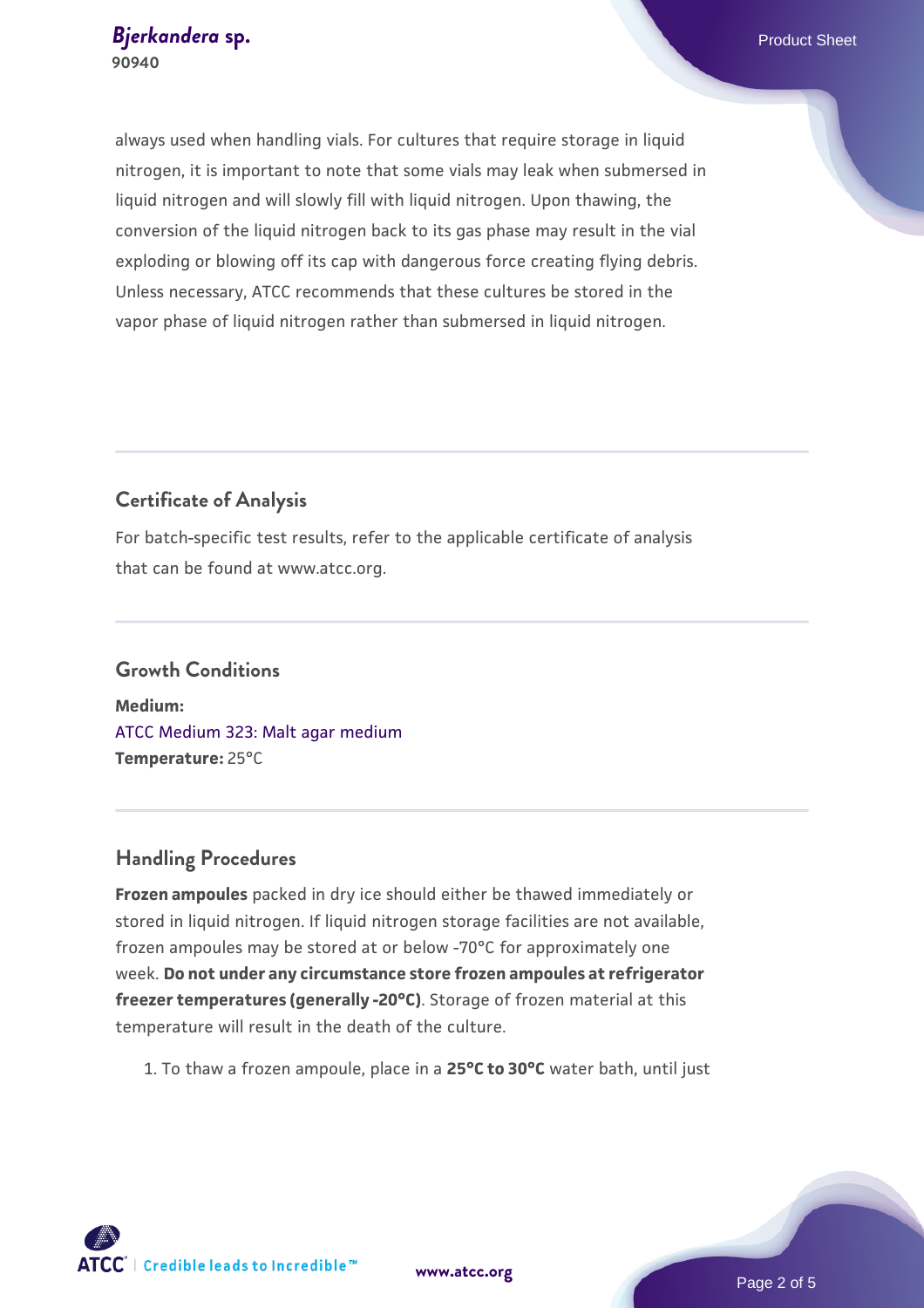always used when handling vials. For cultures that require storage in liquid nitrogen, it is important to note that some vials may leak when submersed in liquid nitrogen and will slowly fill with liquid nitrogen. Upon thawing, the conversion of the liquid nitrogen back to its gas phase may result in the vial exploding or blowing off its cap with dangerous force creating flying debris. Unless necessary, ATCC recommends that these cultures be stored in the vapor phase of liquid nitrogen rather than submersed in liquid nitrogen.

## Certificate of Analysis

For batch-specific test results, refer to the applicable certificate of analysis that can be found at www.atcc.org.

## Growth Conditions

**Medium:**
ATCC Medium 323: Malt agar medium
**Temperature:** 25°C

## Handling Procedures

**Frozen ampoules** packed in dry ice should either be thawed immediately or stored in liquid nitrogen. If liquid nitrogen storage facilities are not available, frozen ampoules may be stored at or below -70°C for approximately one week. **Do not under any circumstance store frozen ampoules at refrigerator freezer temperatures (generally -20°C)**. Storage of frozen material at this temperature will result in the death of the culture.

1. To thaw a frozen ampoule, place in a **25°C to 30°C** water bath, until just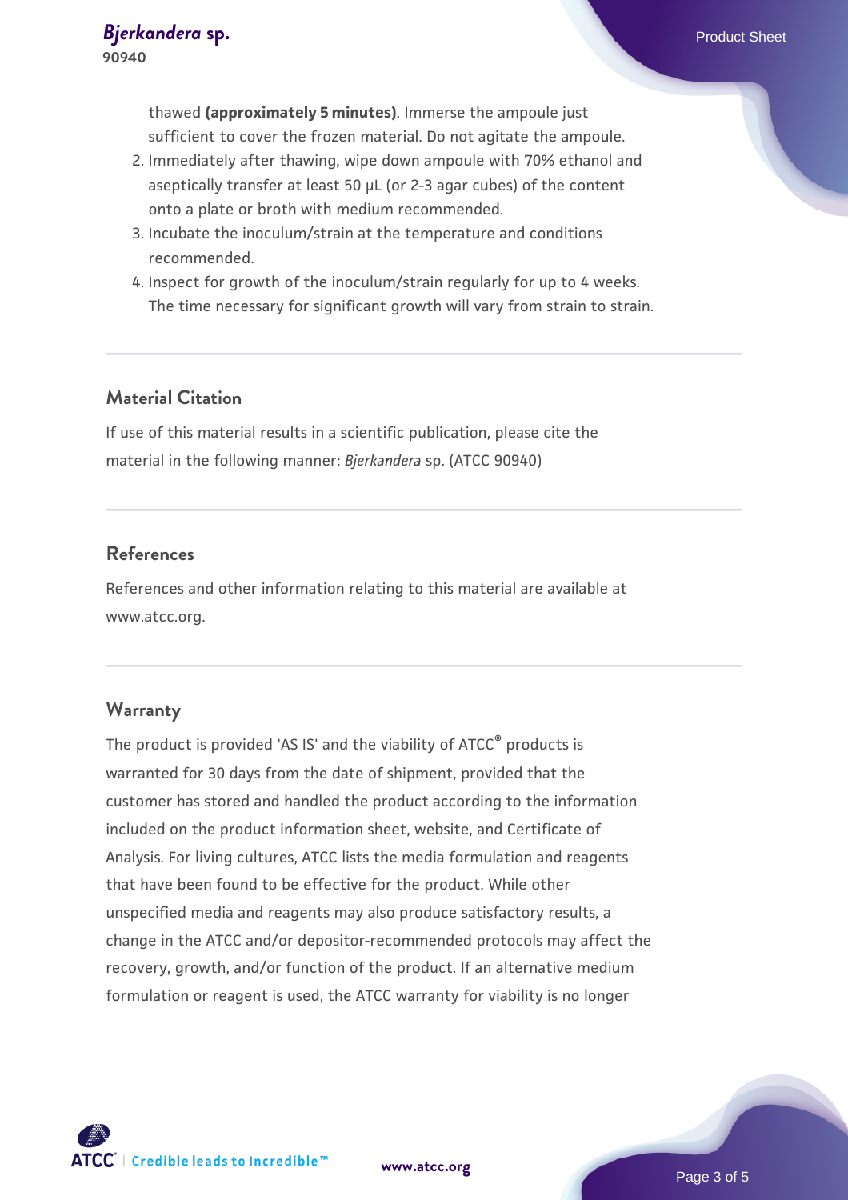thawed **(approximately 5 minutes)**. Immerse the ampoule just sufficient to cover the frozen material. Do not agitate the ampoule.

2. Immediately after thawing, wipe down ampoule with 70% ethanol and aseptically transfer at least 50 µL (or 2-3 agar cubes) of the content onto a plate or broth with medium recommended.
3. Incubate the inoculum/strain at the temperature and conditions recommended.
4. Inspect for growth of the inoculum/strain regularly for up to 4 weeks. The time necessary for significant growth will vary from strain to strain.

## Material Citation

If use of this material results in a scientific publication, please cite the material in the following manner: *Bjerkandera* sp. (ATCC 90940)

## References

References and other information relating to this material are available at www.atcc.org.

## Warranty

The product is provided 'AS IS' and the viability of ATCC® products is warranted for 30 days from the date of shipment, provided that the customer has stored and handled the product according to the information included on the product information sheet, website, and Certificate of Analysis. For living cultures, ATCC lists the media formulation and reagents that have been found to be effective for the product. While other unspecified media and reagents may also produce satisfactory results, a change in the ATCC and/or depositor-recommended protocols may affect the recovery, growth, and/or function of the product. If an alternative medium formulation or reagent is used, the ATCC warranty for viability is no longer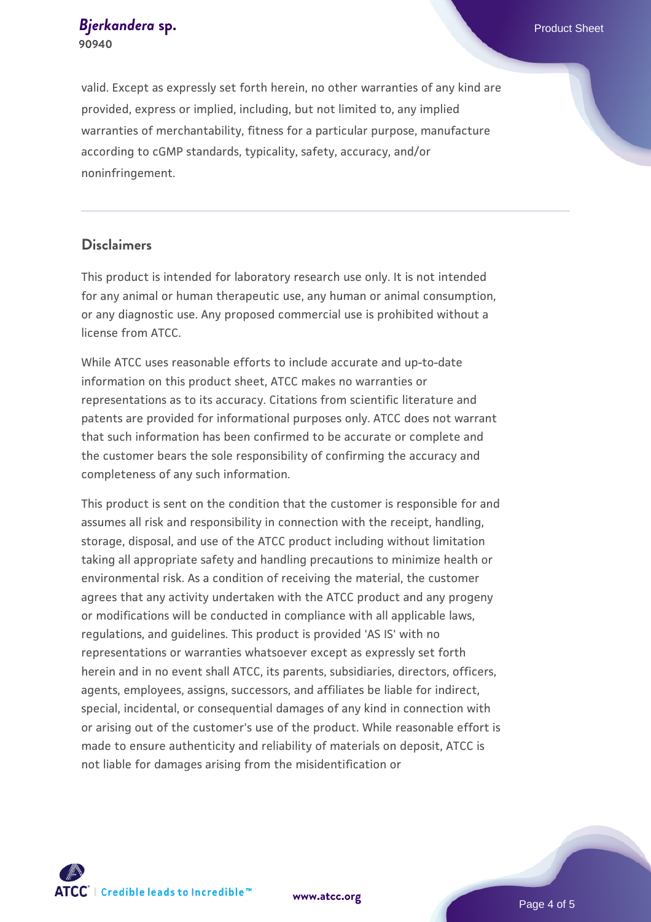valid. Except as expressly set forth herein, no other warranties of any kind are provided, express or implied, including, but not limited to, any implied warranties of merchantability, fitness for a particular purpose, manufacture according to cGMP standards, typicality, safety, accuracy, and/or noninfringement.

## Disclaimers

This product is intended for laboratory research use only. It is not intended for any animal or human therapeutic use, any human or animal consumption, or any diagnostic use. Any proposed commercial use is prohibited without a license from ATCC.

While ATCC uses reasonable efforts to include accurate and up-to-date information on this product sheet, ATCC makes no warranties or representations as to its accuracy. Citations from scientific literature and patents are provided for informational purposes only. ATCC does not warrant that such information has been confirmed to be accurate or complete and the customer bears the sole responsibility of confirming the accuracy and completeness of any such information.

This product is sent on the condition that the customer is responsible for and assumes all risk and responsibility in connection with the receipt, handling, storage, disposal, and use of the ATCC product including without limitation taking all appropriate safety and handling precautions to minimize health or environmental risk. As a condition of receiving the material, the customer agrees that any activity undertaken with the ATCC product and any progeny or modifications will be conducted in compliance with all applicable laws, regulations, and guidelines. This product is provided 'AS IS' with no representations or warranties whatsoever except as expressly set forth herein and in no event shall ATCC, its parents, subsidiaries, directors, officers, agents, employees, assigns, successors, and affiliates be liable for indirect, special, incidental, or consequential damages of any kind in connection with or arising out of the customer's use of the product. While reasonable effort is made to ensure authenticity and reliability of materials on deposit, ATCC is not liable for damages arising from the misidentification or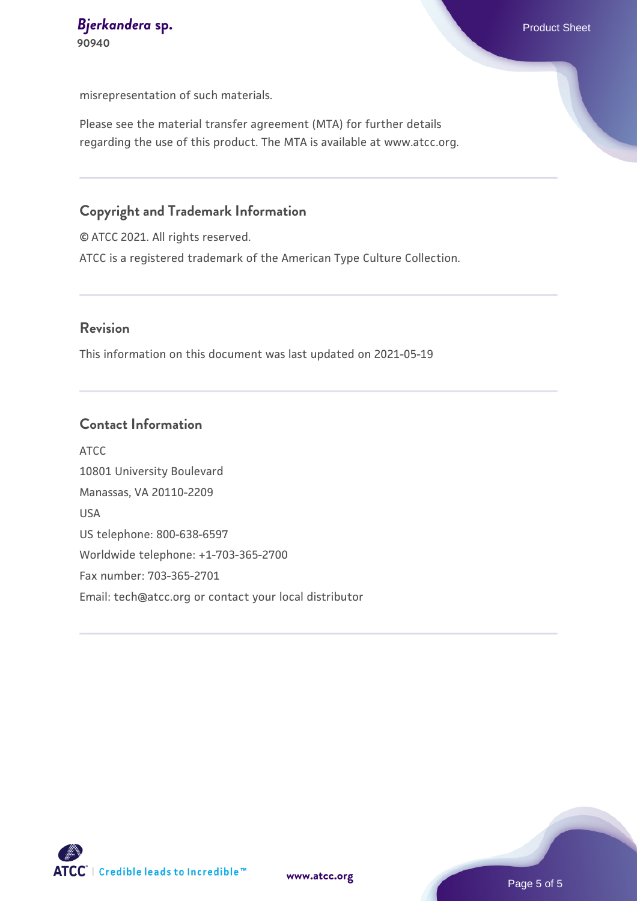misrepresentation of such materials.

Please see the material transfer agreement (MTA) for further details regarding the use of this product. The MTA is available at www.atcc.org.

## Copyright and Trademark Information

© ATCC 2021. All rights reserved.

ATCC is a registered trademark of the American Type Culture Collection.

## Revision

This information on this document was last updated on 2021-05-19

## Contact Information

ATCC
10801 University Boulevard
Manassas, VA 20110-2209
USA
US telephone: 800-638-6597
Worldwide telephone: +1-703-365-2700
Fax number: 703-365-2701
Email: tech@atcc.org or contact your local distributor